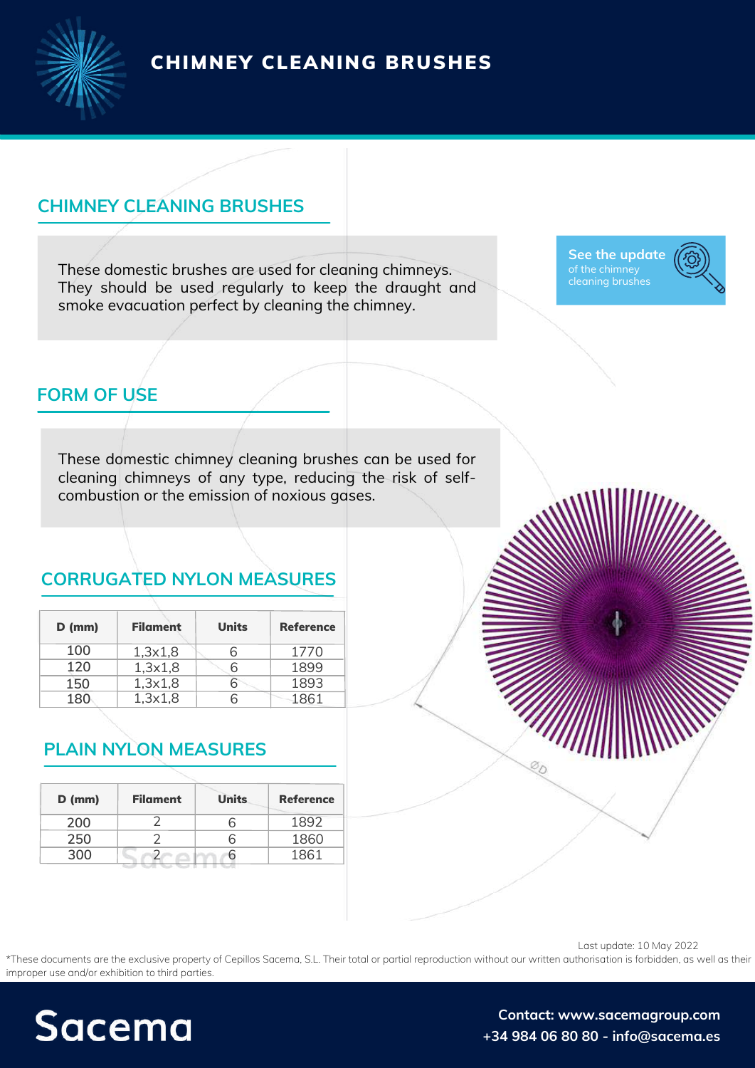# CHIMNEY CLEANING BRUSHES

## CHIMNEY CLEANING BRUSHES

These domestic brushes are used for cleaning chimneys. They should be used regularly to keep the draught and smoke evacuation perfect by cleaning the chimney.

**See the update** of the chimney cleaning brushes

## FORM OF USE

These domestic chimney cleaning brushes can be used for cleaning chimneys of any type, reducing the risk of self-combustion or the emission of noxious gases.

## CORRUGATED NYLON MEASURES

| D (mm) | Filament | Units | Reference |
|---|---|---|---|
| 100 | 1,3x1,8 | 6 | 1770 |
| 120 | 1,3x1,8 | 6 | 1899 |
| 150 | 1,3x1,8 | 6 | 1893 |
| 180 | 1,3x1,8 | 6 | 1861 |

## PLAIN NYLON MEASURES

| D (mm) | Filament | Units | Reference |
|---|---|---|---|
| 200 | 2 | 6 | 1892 |
| 250 | 2 | 6 | 1860 |
| 300 | 2 | 6 | 1861 |

ØD

Last update: 10 May 2022

*These documents are the exclusive property of Cepillos Sacema, S.L. Their total or partial reproduction without our written authorisation is forbidden, as well as their improper use and/or exhibition to third parties.

Sacema

Contact: www.sacemagroup.com
+34 984 06 80 80 - info@sacema.es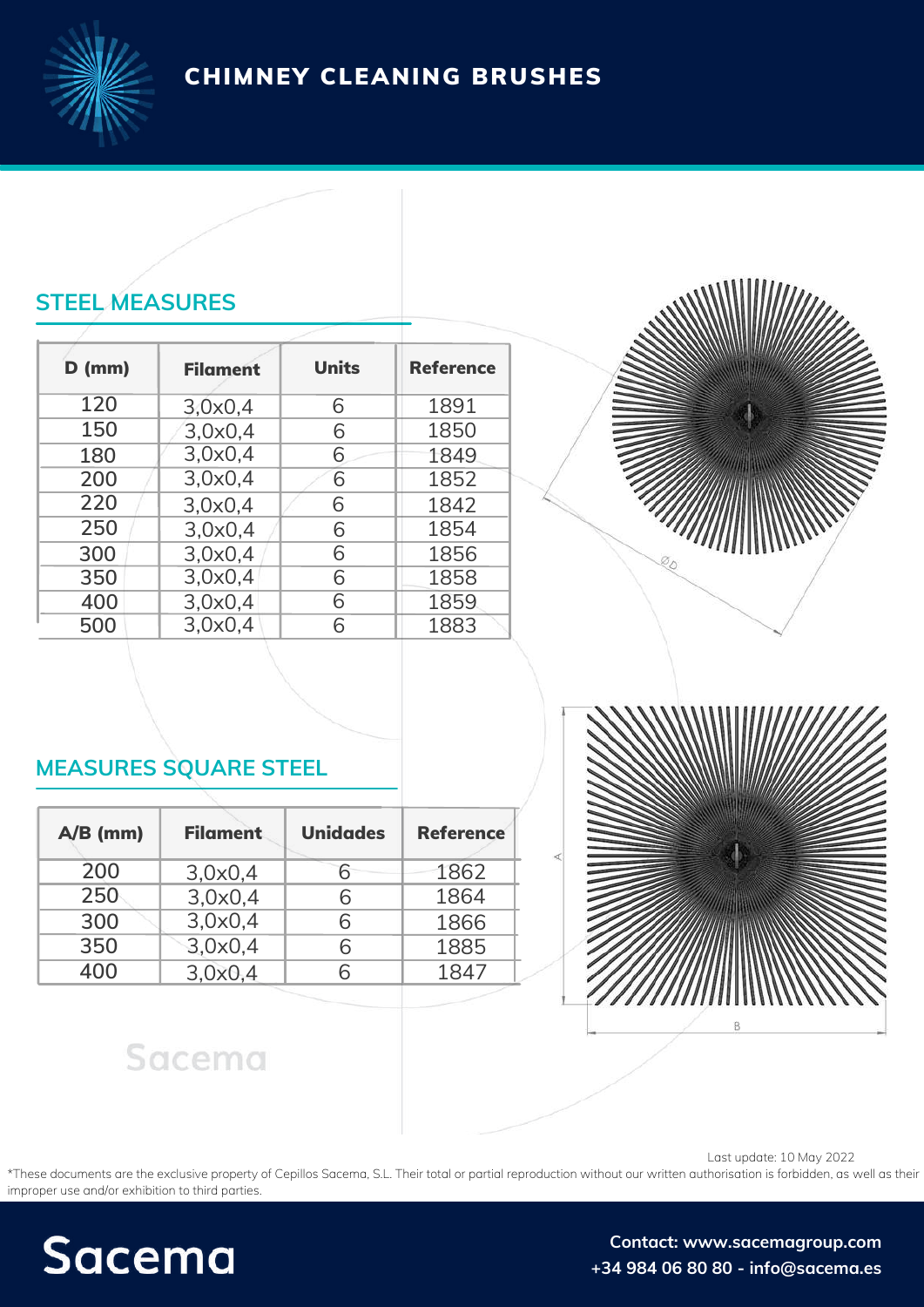# CHIMNEY CLEANING BRUSHES

## STEEL MEASURES

| D (mm) | Filament | Units | Reference |
|---|---|---|---|
| 120 | 3,0x0,4 | 6 | 1891 |
| 150 | 3,0x0,4 | 6 | 1850 |
| 180 | 3,0x0,4 | 6 | 1849 |
| 200 | 3,0x0,4 | 6 | 1852 |
| 220 | 3,0x0,4 | 6 | 1842 |
| 250 | 3,0x0,4 | 6 | 1854 |
| 300 | 3,0x0,4 | 6 | 1856 |
| 350 | 3,0x0,4 | 6 | 1858 |
| 400 | 3,0x0,4 | 6 | 1859 |
| 500 | 3,0x0,4 | 6 | 1883 |

## MEASURES SQUARE STEEL

| A/B (mm) | Filament | Unidades | Reference |
|---|---|---|---|
| 200 | 3,0x0,4 | 6 | 1862 |
| 250 | 3,0x0,4 | 6 | 1864 |
| 300 | 3,0x0,4 | 6 | 1866 |
| 350 | 3,0x0,4 | 6 | 1885 |
| 400 | 3,0x0,4 | 6 | 1847 |

Last update: 10 May 2022

*These documents are the exclusive property of Cepillos Sacema, S.L. Their total or partial reproduction without our written authorisation is forbidden, as well as their improper use and/or exhibition to third parties.

Sacema

Contact: www.sacemagroup.com
+34 984 06 80 80 - info@sacema.es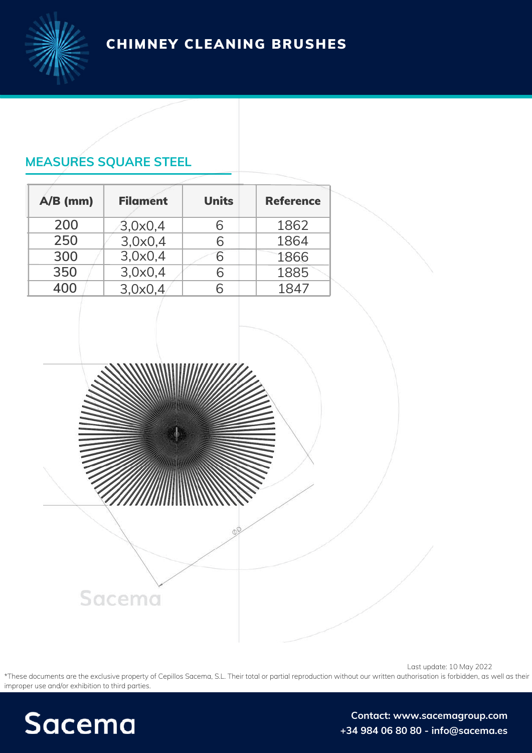# CHIMNEY CLEANING BRUSHES

## MEASURES SQUARE STEEL

| A/B (mm) | Filament | Units | Reference |
|---|---|---|---|
| 200 | 3,0x0,4 | 6 | 1862 |
| 250 | 3,0x0,4 | 6 | 1864 |
| 300 | 3,0x0,4 | 6 | 1866 |
| 350 | 3,0x0,4 | 6 | 1885 |
| 400 | 3,0x0,4 | 6 | 1847 |

ØD

Last update: 10 May 2022

*These documents are the exclusive property of Cepillos Sacema, S.L. Their total or partial reproduction without our written authorisation is forbidden, as well as their improper use and/or exhibition to third parties.

Sacema

**Contact: www.sacemagroup.com**
**+34 984 06 80 80 - info@sacema.es**